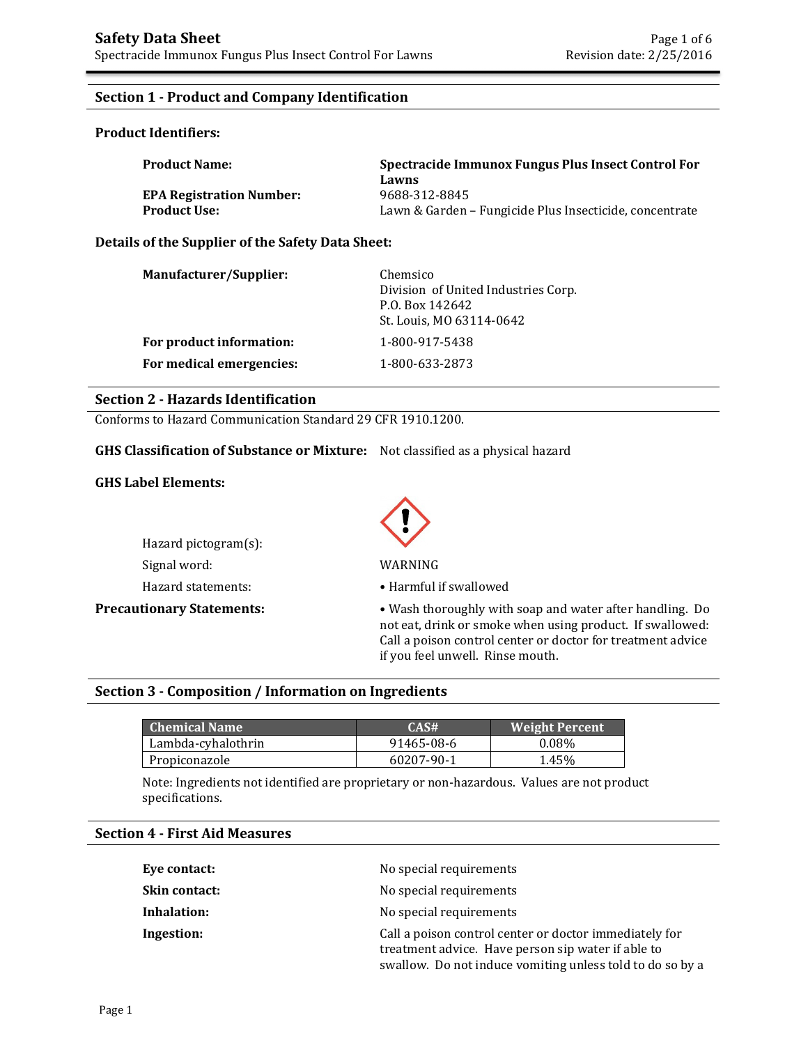# Safety Data Sheet

Spectracide Immunox Fungus Plus Insect Control For Lawns

## Section 1 - Product and Company Identification

### Product Identifiers:

**Product Name:** **Spectracide Immunox Fungus Plus Insect Control For Lawns**

**EPA Registration Number:** 9688-312-8845

**Product Use:** Lawn & Garden – Fungicide Plus Insecticide, concentrate

### Details of the Supplier of the Safety Data Sheet:

**Manufacturer/Supplier:** Chemsico
Division of United Industries Corp.
P.O. Box 142642
St. Louis, MO 63114-0642

**For product information:** 1-800-917-5438

**For medical emergencies:** 1-800-633-2873

## Section 2 - Hazards Identification

Conforms to Hazard Communication Standard 29 CFR 1910.1200.

**GHS Classification of Substance or Mixture:** Not classified as a physical hazard

### GHS Label Elements:

Hazard pictogram(s):

Signal word: WARNING

Hazard statements: • Harmful if swallowed

**Precautionary Statements:** • Wash thoroughly with soap and water after handling. Do not eat, drink or smoke when using product. If swallowed: Call a poison control center or doctor for treatment advice if you feel unwell. Rinse mouth.

## Section 3 - Composition / Information on Ingredients

| Chemical Name | CAS# | Weight Percent |
| --- | --- | --- |
| Lambda-cyhalothrin | 91465-08-6 | 0.08% |
| Propiconazole | 60207-90-1 | 1.45% |

Note: Ingredients not identified are proprietary or non-hazardous. Values are not product specifications.

## Section 4 - First Aid Measures

**Eye contact:** No special requirements

**Skin contact:** No special requirements

**Inhalation:** No special requirements

**Ingestion:** Call a poison control center or doctor immediately for treatment advice. Have person sip water if able to swallow. Do not induce vomiting unless told to do so by a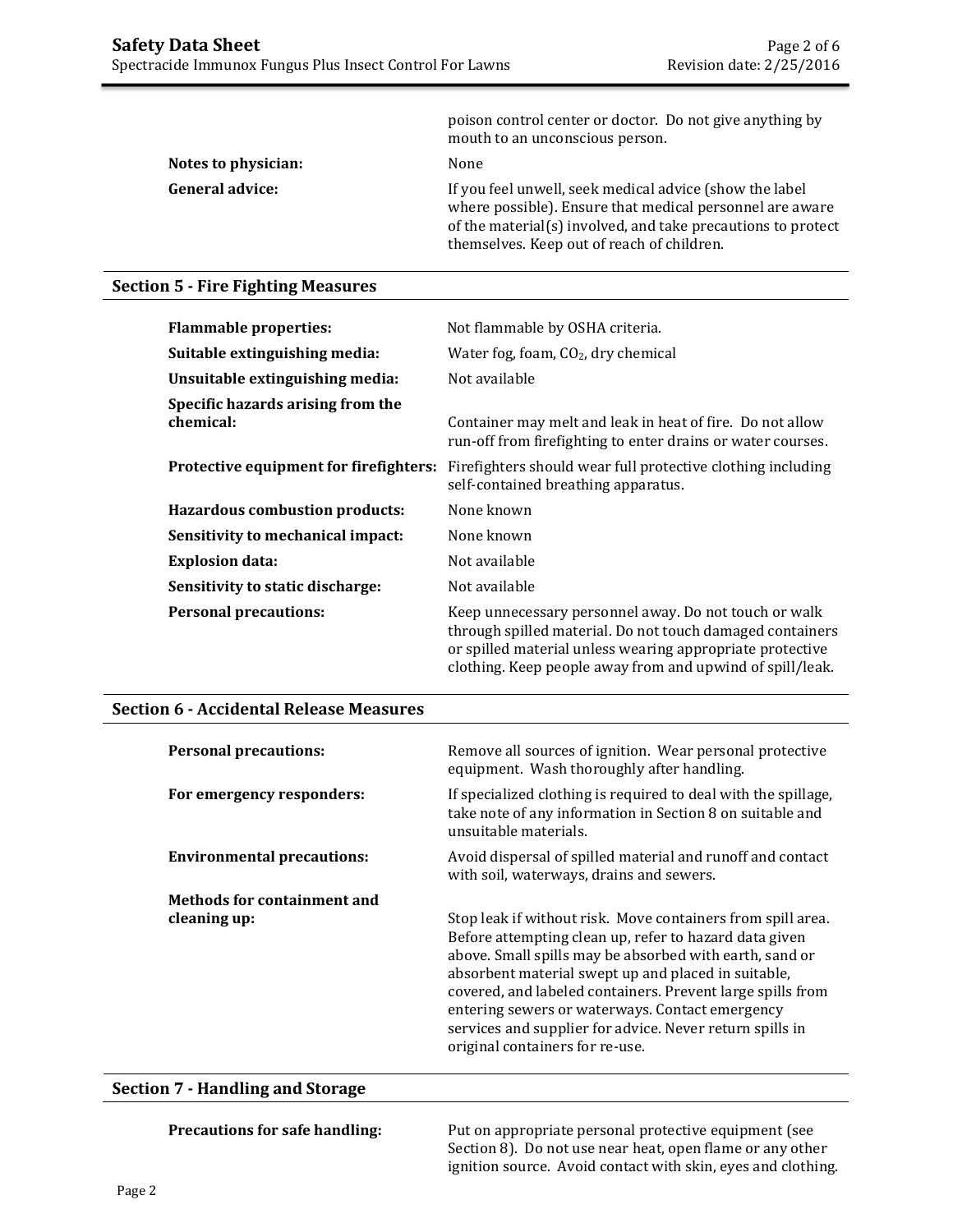poison control center or doctor. Do not give anything by mouth to an unconscious person.

| | |
|---|---|
| **Notes to physician:** | None |
| **General advice:** | If you feel unwell, seek medical advice (show the label where possible). Ensure that medical personnel are aware of the material(s) involved, and take precautions to protect themselves. Keep out of reach of children. |

## Section 5 - Fire Fighting Measures

| | |
|---|---|
| **Flammable properties:** | Not flammable by OSHA criteria. |
| **Suitable extinguishing media:** | Water fog, foam, $CO_2$, dry chemical |
| **Unsuitable extinguishing media:** | Not available |
| **Specific hazards arising from the chemical:** | Container may melt and leak in heat of fire. Do not allow run-off from firefighting to enter drains or water courses. |
| **Protective equipment for firefighters:** | Firefighters should wear full protective clothing including self-contained breathing apparatus. |
| **Hazardous combustion products:** | None known |
| **Sensitivity to mechanical impact:** | None known |
| **Explosion data:** | Not available |
| **Sensitivity to static discharge:** | Not available |
| **Personal precautions:** | Keep unnecessary personnel away. Do not touch or walk through spilled material. Do not touch damaged containers or spilled material unless wearing appropriate protective clothing. Keep people away from and upwind of spill/leak. |

## Section 6 - Accidental Release Measures

| | |
|---|---|
| **Personal precautions:** | Remove all sources of ignition. Wear personal protective equipment. Wash thoroughly after handling. |
| **For emergency responders:** | If specialized clothing is required to deal with the spillage, take note of any information in Section 8 on suitable and unsuitable materials. |
| **Environmental precautions:** | Avoid dispersal of spilled material and runoff and contact with soil, waterways, drains and sewers. |
| **Methods for containment and cleaning up:** | Stop leak if without risk. Move containers from spill area. Before attempting clean up, refer to hazard data given above. Small spills may be absorbed with earth, sand or absorbent material swept up and placed in suitable, covered, and labeled containers. Prevent large spills from entering sewers or waterways. Contact emergency services and supplier for advice. Never return spills in original containers for re-use. |

## Section 7 - Handling and Storage

| | |
|---|---|
| **Precautions for safe handling:** | Put on appropriate personal protective equipment (see Section 8). Do not use near heat, open flame or any other ignition source. Avoid contact with skin, eyes and clothing. |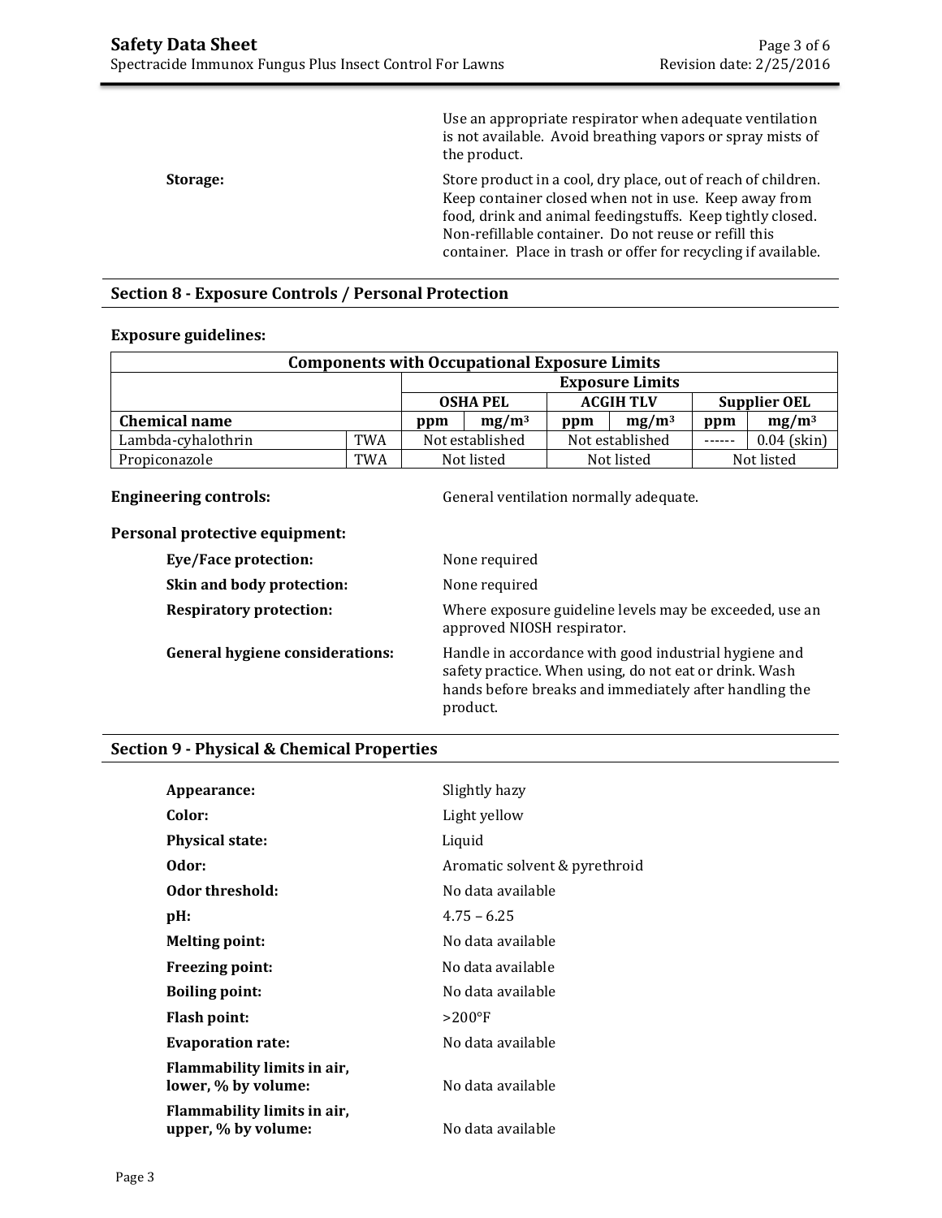Use an appropriate respirator when adequate ventilation is not available. Avoid breathing vapors or spray mists of the product.

**Storage:** Store product in a cool, dry place, out of reach of children. Keep container closed when not in use. Keep away from food, drink and animal feedingstuffs. Keep tightly closed. Non-refillable container. Do not reuse or refill this container. Place in trash or offer for recycling if available.

## Section 8 - Exposure Controls / Personal Protection

**Exposure guidelines:**

| Components with Occupational Exposure Limits | | | | | | | |
|---|---|---|---|---|---|---|---|
| | | Exposure Limits | | | | | |
| | | OSHA PEL | | ACGIH TLV | | Supplier OEL | |
| **Chemical name** | | **ppm** | **$mg/m^3$** | **ppm** | **$mg/m^3$** | **ppm** | **$mg/m^3$** |
| Lambda-cyhalothrin | TWA | Not established | | Not established | | ------ | 0.04 (skin) |
| Propiconazole | TWA | Not listed | | Not listed | | Not listed | |

**Engineering controls:** General ventilation normally adequate.

**Personal protective equipment:**

- **Eye/Face protection:** None required
- **Skin and body protection:** None required
- **Respiratory protection:** Where exposure guideline levels may be exceeded, use an approved NIOSH respirator.
- **General hygiene considerations:** Handle in accordance with good industrial hygiene and safety practice. When using, do not eat or drink. Wash hands before breaks and immediately after handling the product.

## Section 9 - Physical & Chemical Properties

- **Appearance:** Slightly hazy
- **Color:** Light yellow
- **Physical state:** Liquid
- **Odor:** Aromatic solvent & pyrethroid
- **Odor threshold:** No data available
- **pH:** 4.75 – 6.25
- **Melting point:** No data available
- **Freezing point:** No data available
- **Boiling point:** No data available
- **Flash point:** >200°F
- **Evaporation rate:** No data available
- **Flammability limits in air, lower, % by volume:** No data available
- **Flammability limits in air, upper, % by volume:** No data available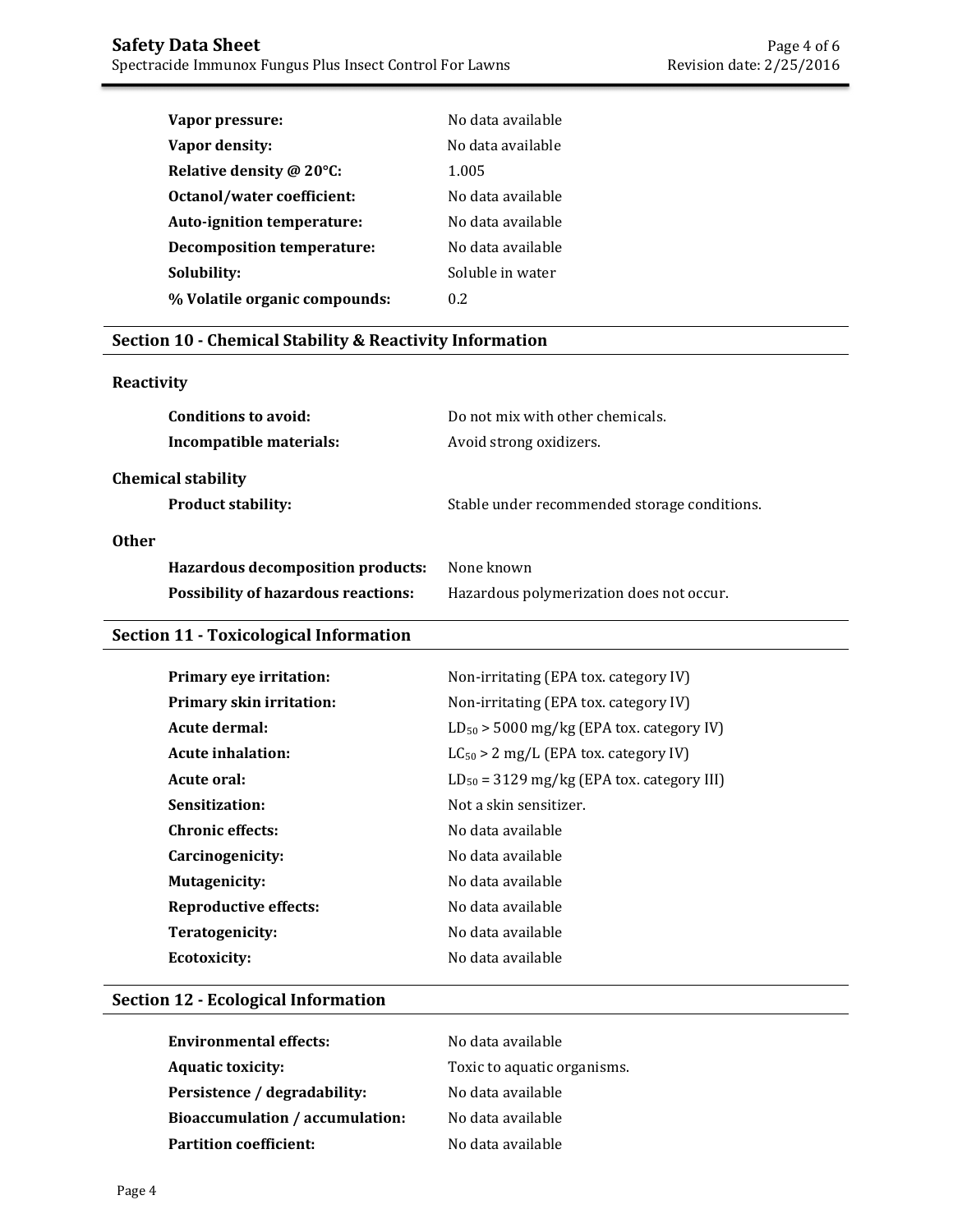| | |
|---|---|
| **Vapor pressure:** | No data available |
| **Vapor density:** | No data available |
| **Relative density @ 20°C:** | 1.005 |
| **Octanol/water coefficient:** | No data available |
| **Auto-ignition temperature:** | No data available |
| **Decomposition temperature:** | No data available |
| **Solubility:** | Soluble in water |
| **% Volatile organic compounds:** | 0.2 |

## Section 10 - Chemical Stability & Reactivity Information

### Reactivity

| | |
|---|---|
| **Conditions to avoid:** | Do not mix with other chemicals. |
| **Incompatible materials:** | Avoid strong oxidizers. |

### Chemical stability

| | |
|---|---|
| **Product stability:** | Stable under recommended storage conditions. |

### Other

| | |
|---|---|
| **Hazardous decomposition products:** | None known |
| **Possibility of hazardous reactions:** | Hazardous polymerization does not occur. |

## Section 11 - Toxicological Information

| | |
|---|---|
| **Primary eye irritation:** | Non-irritating (EPA tox. category IV) |
| **Primary skin irritation:** | Non-irritating (EPA tox. category IV) |
| **Acute dermal:** | $LD_{50}$ > 5000 mg/kg (EPA tox. category IV) |
| **Acute inhalation:** | $LC_{50}$ > 2 mg/L (EPA tox. category IV) |
| **Acute oral:** | $LD_{50}$ = 3129 mg/kg (EPA tox. category III) |
| **Sensitization:** | Not a skin sensitizer. |
| **Chronic effects:** | No data available |
| **Carcinogenicity:** | No data available |
| **Mutagenicity:** | No data available |
| **Reproductive effects:** | No data available |
| **Teratogenicity:** | No data available |
| **Ecotoxicity:** | No data available |

## Section 12 - Ecological Information

| | |
|---|---|
| **Environmental effects:** | No data available |
| **Aquatic toxicity:** | Toxic to aquatic organisms. |
| **Persistence / degradability:** | No data available |
| **Bioaccumulation / accumulation:** | No data available |
| **Partition coefficient:** | No data available |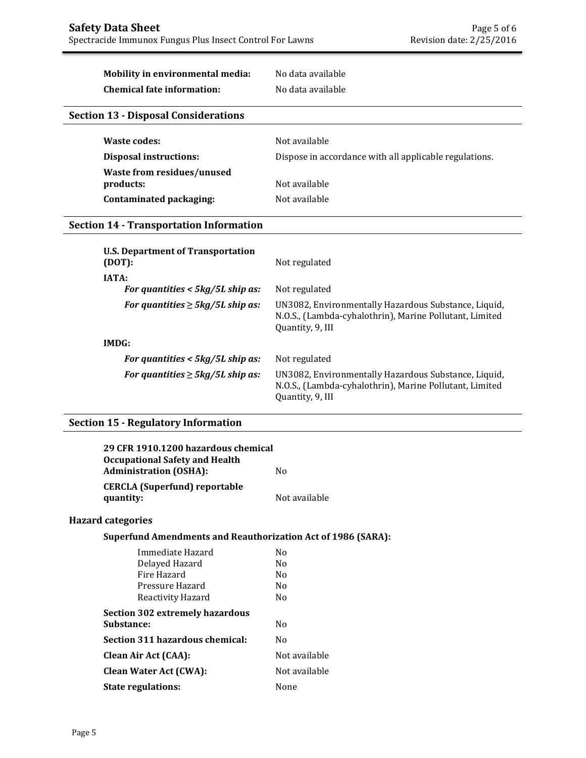| | |
|---|---|
| **Mobility in environmental media:** | No data available |
| **Chemical fate information:** | No data available |

## Section 13 - Disposal Considerations

| | |
|---|---|
| **Waste codes:** | Not available |
| **Disposal instructions:** | Dispose in accordance with all applicable regulations. |
| **Waste from residues/unused products:** | Not available |
| **Contaminated packaging:** | Not available |

## Section 14 - Transportation Information

| | |
|---|---|
| **U.S. Department of Transportation (DOT):** | Not regulated |
| **IATA:** | |
| ***For quantities < 5kg/5L ship as:*** | Not regulated |
| ***For quantities ≥ 5kg/5L ship as:*** | UN3082, Environmentally Hazardous Substance, Liquid, N.O.S., (Lambda-cyhalothrin), Marine Pollutant, Limited Quantity, 9, III |
| **IMDG:** | |
| ***For quantities < 5kg/5L ship as:*** | Not regulated |
| ***For quantities ≥ 5kg/5L ship as:*** | UN3082, Environmentally Hazardous Substance, Liquid, N.O.S., (Lambda-cyhalothrin), Marine Pollutant, Limited Quantity, 9, III |

## Section 15 - Regulatory Information

| | |
|---|---|
| **29 CFR 1910.1200 hazardous chemical Occupational Safety and Health Administration (OSHA):** | No |
| **CERCLA (Superfund) reportable quantity:** | Not available |

### Hazard categories

**Superfund Amendments and Reauthorization Act of 1986 (SARA):**

| | |
|---|---|
| Immediate Hazard | No |
| Delayed Hazard | No |
| Fire Hazard | No |
| Pressure Hazard | No |
| Reactivity Hazard | No |

| | |
|---|---|
| **Section 302 extremely hazardous Substance:** | No |
| **Section 311 hazardous chemical:** | No |
| **Clean Air Act (CAA):** | Not available |
| **Clean Water Act (CWA):** | Not available |
| **State regulations:** | None |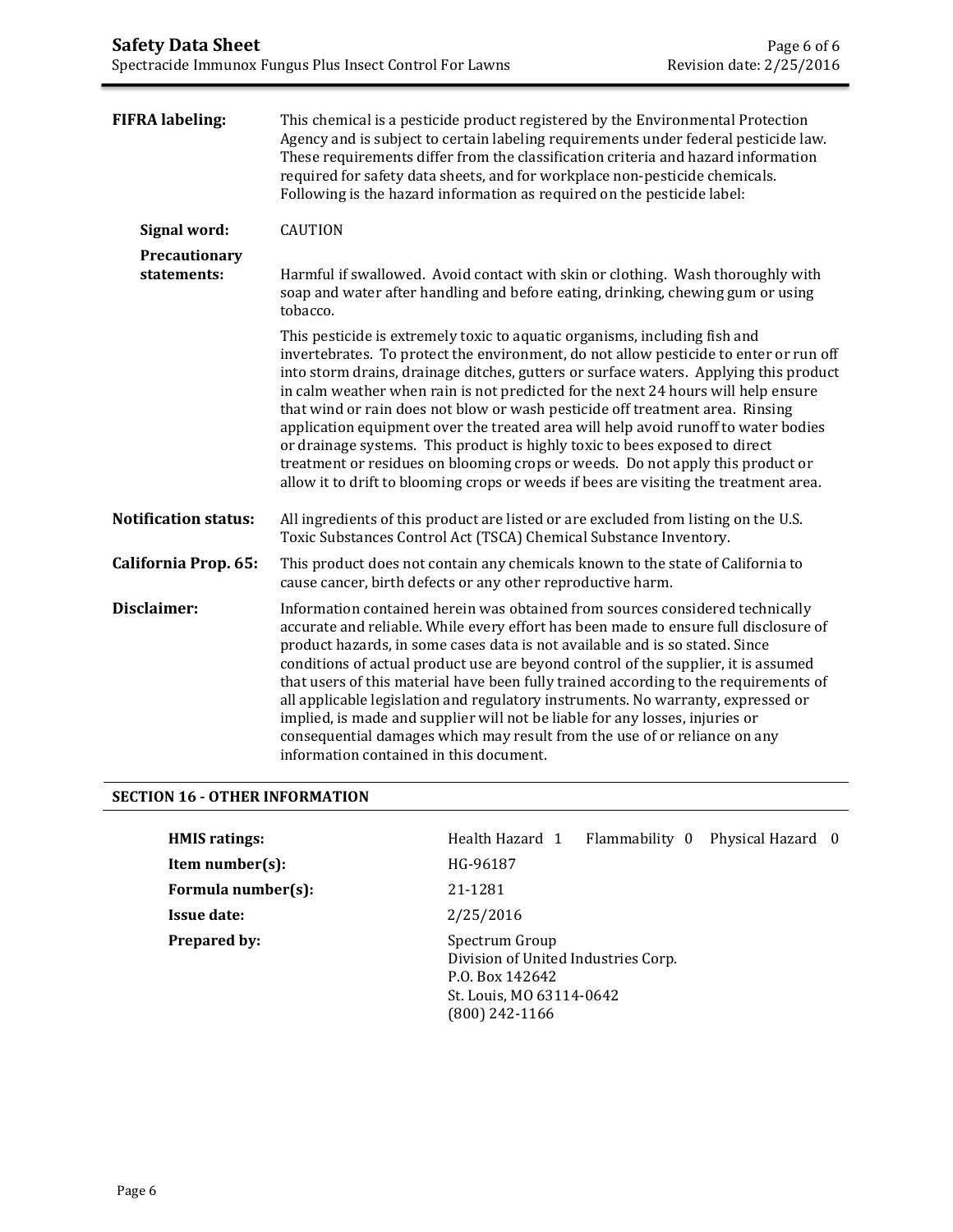**FIFRA labeling:** This chemical is a pesticide product registered by the Environmental Protection Agency and is subject to certain labeling requirements under federal pesticide law. These requirements differ from the classification criteria and hazard information required for safety data sheets, and for workplace non-pesticide chemicals. Following is the hazard information as required on the pesticide label:

**Signal word:** CAUTION

**Precautionary statements:** Harmful if swallowed. Avoid contact with skin or clothing. Wash thoroughly with soap and water after handling and before eating, drinking, chewing gum or using tobacco.

This pesticide is extremely toxic to aquatic organisms, including fish and invertebrates. To protect the environment, do not allow pesticide to enter or run off into storm drains, drainage ditches, gutters or surface waters. Applying this product in calm weather when rain is not predicted for the next 24 hours will help ensure that wind or rain does not blow or wash pesticide off treatment area. Rinsing application equipment over the treated area will help avoid runoff to water bodies or drainage systems. This product is highly toxic to bees exposed to direct treatment or residues on blooming crops or weeds. Do not apply this product or allow it to drift to blooming crops or weeds if bees are visiting the treatment area.

**Notification status:** All ingredients of this product are listed or are excluded from listing on the U.S. Toxic Substances Control Act (TSCA) Chemical Substance Inventory.

**California Prop. 65:** This product does not contain any chemicals known to the state of California to cause cancer, birth defects or any other reproductive harm.

**Disclaimer:** Information contained herein was obtained from sources considered technically accurate and reliable. While every effort has been made to ensure full disclosure of product hazards, in some cases data is not available and is so stated. Since conditions of actual product use are beyond control of the supplier, it is assumed that users of this material have been fully trained according to the requirements of all applicable legislation and regulatory instruments. No warranty, expressed or implied, is made and supplier will not be liable for any losses, injuries or consequential damages which may result from the use of or reliance on any information contained in this document.

## SECTION 16 - OTHER INFORMATION

**HMIS ratings:** Health Hazard 1 Flammability 0 Physical Hazard 0

**Item number(s):** HG-96187

**Formula number(s):** 21-1281

**Issue date:** 2/25/2016

**Prepared by:** Spectrum Group
Division of United Industries Corp.
P.O. Box 142642
St. Louis, MO 63114-0642
(800) 242-1166